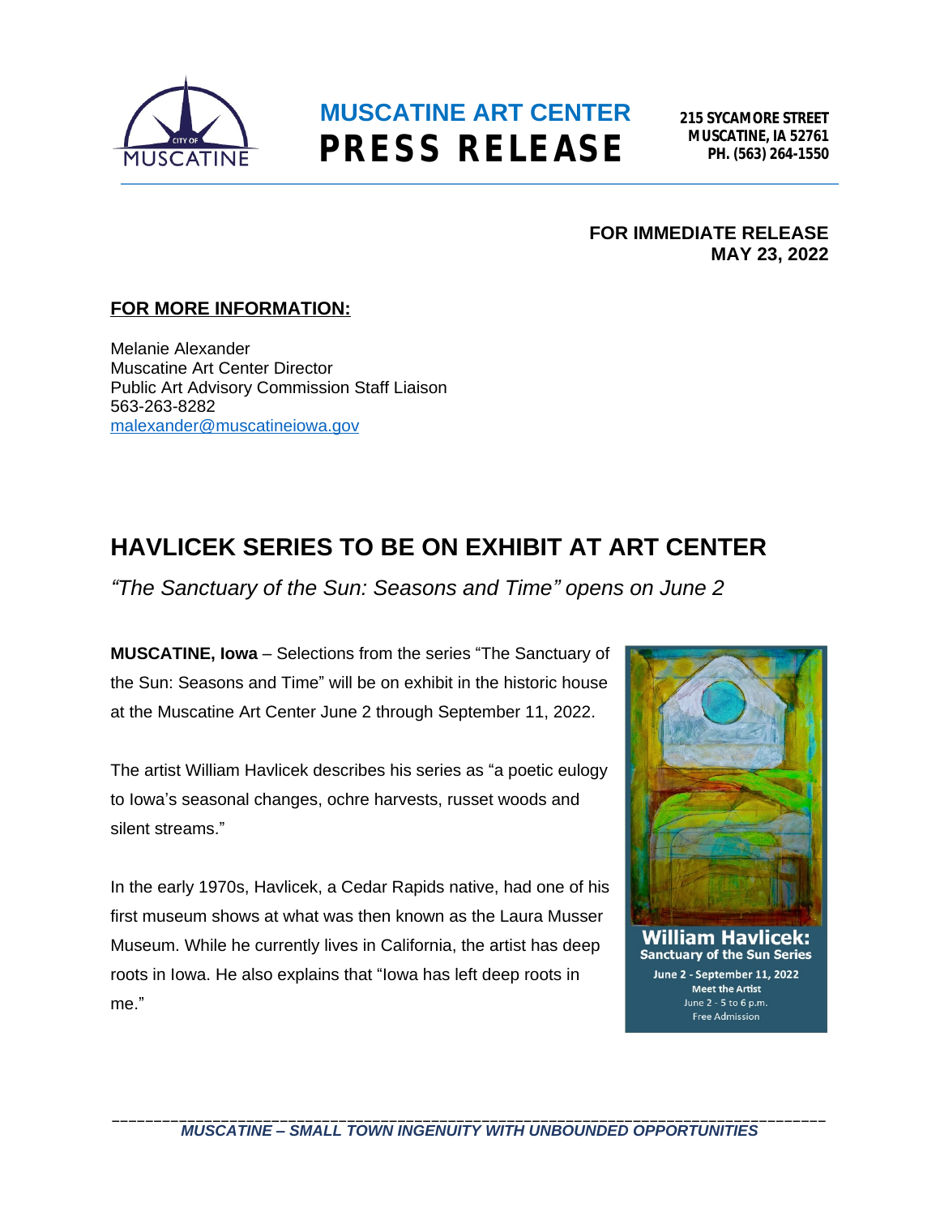# MUSCATINE ART CENTER
# PRESS RELEASE

**215 SYCAMORE STREET**
**MUSCATINE, IA 52761**
**PH. (563) 264-1550**

**FOR IMMEDIATE RELEASE**
**MAY 23, 2022**

**FOR MORE INFORMATION:**

Melanie Alexander
Muscatine Art Center Director
Public Art Advisory Commission Staff Liaison
563-263-8282
malexander@muscatineiowa.gov

## HAVLICEK SERIES TO BE ON EXHIBIT AT ART CENTER

*"The Sanctuary of the Sun: Seasons and Time" opens on June 2*

**MUSCATINE, Iowa** – Selections from the series "The Sanctuary of the Sun: Seasons and Time" will be on exhibit in the historic house at the Muscatine Art Center June 2 through September 11, 2022.

The artist William Havlicek describes his series as "a poetic eulogy to Iowa's seasonal changes, ochre harvests, russet woods and silent streams."

In the early 1970s, Havlicek, a Cedar Rapids native, had one of his first museum shows at what was then known as the Laura Musser Museum. While he currently lives in California, the artist has deep roots in Iowa. He also explains that "Iowa has left deep roots in me."

**William Havlicek:**
**Sanctuary of the Sun Series**
June 2 - September 11, 2022
Meet the Artist
June 2 - 5 to 6 p.m.
Free Admission

*MUSCATINE – SMALL TOWN INGENUITY WITH UNBOUNDED OPPORTUNITIES*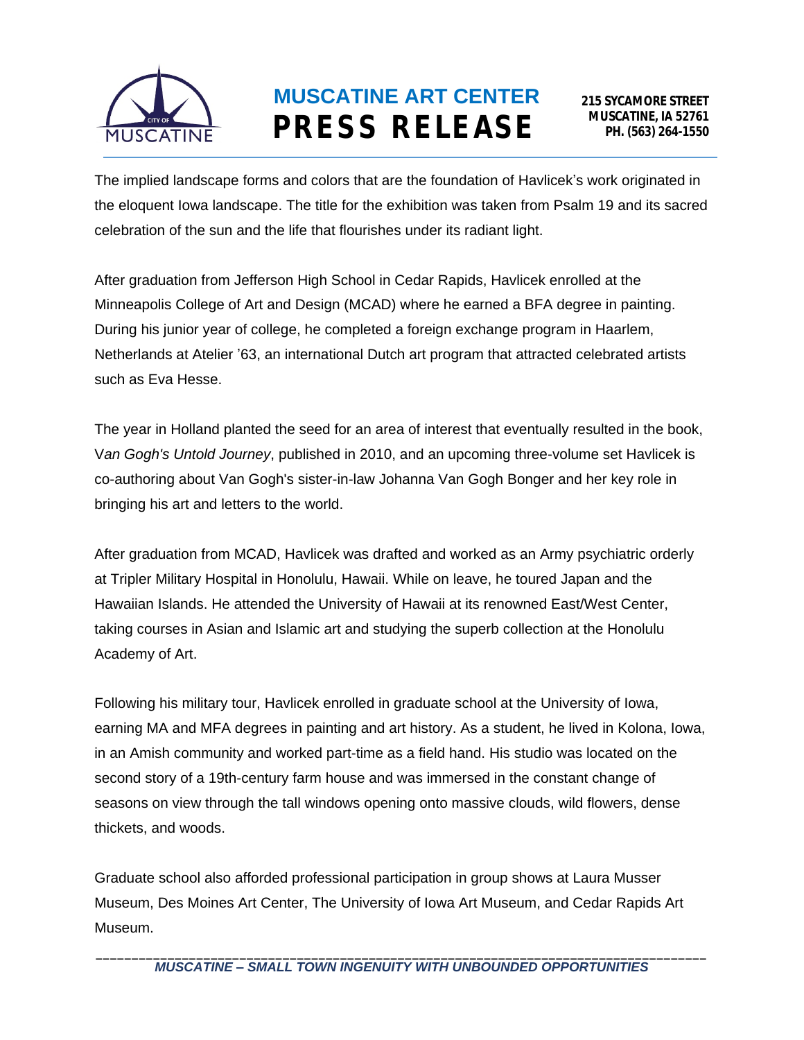The implied landscape forms and colors that are the foundation of Havlicek's work originated in the eloquent Iowa landscape. The title for the exhibition was taken from Psalm 19 and its sacred celebration of the sun and the life that flourishes under its radiant light.

After graduation from Jefferson High School in Cedar Rapids, Havlicek enrolled at the Minneapolis College of Art and Design (MCAD) where he earned a BFA degree in painting. During his junior year of college, he completed a foreign exchange program in Haarlem, Netherlands at Atelier '63, an international Dutch art program that attracted celebrated artists such as Eva Hesse.

The year in Holland planted the seed for an area of interest that eventually resulted in the book, V*an Gogh's Untold Journey*, published in 2010, and an upcoming three-volume set Havlicek is co-authoring about Van Gogh's sister-in-law Johanna Van Gogh Bonger and her key role in bringing his art and letters to the world.

After graduation from MCAD, Havlicek was drafted and worked as an Army psychiatric orderly at Tripler Military Hospital in Honolulu, Hawaii. While on leave, he toured Japan and the Hawaiian Islands. He attended the University of Hawaii at its renowned East/West Center, taking courses in Asian and Islamic art and studying the superb collection at the Honolulu Academy of Art.

Following his military tour, Havlicek enrolled in graduate school at the University of Iowa, earning MA and MFA degrees in painting and art history. As a student, he lived in Kolona, Iowa, in an Amish community and worked part-time as a field hand. His studio was located on the second story of a 19th-century farm house and was immersed in the constant change of seasons on view through the tall windows opening onto massive clouds, wild flowers, dense thickets, and woods.

Graduate school also afforded professional participation in group shows at Laura Musser Museum, Des Moines Art Center, The University of Iowa Art Museum, and Cedar Rapids Art Museum.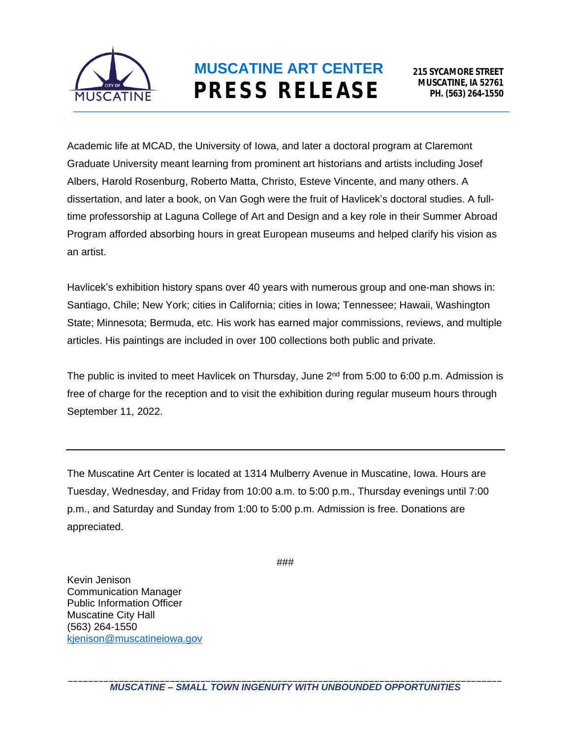Academic life at MCAD, the University of Iowa, and later a doctoral program at Claremont Graduate University meant learning from prominent art historians and artists including Josef Albers, Harold Rosenburg, Roberto Matta, Christo, Esteve Vincente, and many others. A dissertation, and later a book, on Van Gogh were the fruit of Havlicek's doctoral studies. A full-time professorship at Laguna College of Art and Design and a key role in their Summer Abroad Program afforded absorbing hours in great European museums and helped clarify his vision as an artist.

Havlicek's exhibition history spans over 40 years with numerous group and one-man shows in: Santiago, Chile; New York; cities in California; cities in Iowa; Tennessee; Hawaii, Washington State; Minnesota; Bermuda, etc. His work has earned major commissions, reviews, and multiple articles. His paintings are included in over 100 collections both public and private.

The public is invited to meet Havlicek on Thursday, June 2nd from 5:00 to 6:00 p.m. Admission is free of charge for the reception and to visit the exhibition during regular museum hours through September 11, 2022.

---

The Muscatine Art Center is located at 1314 Mulberry Avenue in Muscatine, Iowa. Hours are Tuesday, Wednesday, and Friday from 10:00 a.m. to 5:00 p.m., Thursday evenings until 7:00 p.m., and Saturday and Sunday from 1:00 to 5:00 p.m. Admission is free. Donations are appreciated.

###

Kevin Jenison
Communication Manager
Public Information Officer
Muscatine City Hall
(563) 264-1550
kjenison@muscatineiowa.gov